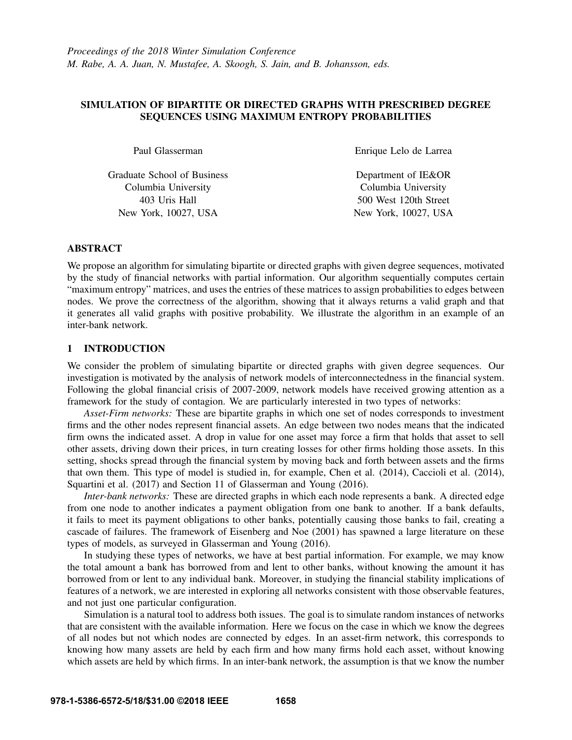*Proceedings of the 2018 Winter Simulation Conference*
*M. Rabe, A. A. Juan, N. Mustafee, A. Skoogh, S. Jain, and B. Johansson, eds.*

# SIMULATION OF BIPARTITE OR DIRECTED GRAPHS WITH PRESCRIBED DEGREE SEQUENCES USING MAXIMUM ENTROPY PROBABILITIES

Paul Glasserman

Graduate School of Business
Columbia University
403 Uris Hall
New York, 10027, USA

Enrique Lelo de Larrea

Department of IE&OR
Columbia University
500 West 120th Street
New York, 10027, USA

## ABSTRACT

We propose an algorithm for simulating bipartite or directed graphs with given degree sequences, motivated by the study of financial networks with partial information. Our algorithm sequentially computes certain "maximum entropy" matrices, and uses the entries of these matrices to assign probabilities to edges between nodes. We prove the correctness of the algorithm, showing that it always returns a valid graph and that it generates all valid graphs with positive probability. We illustrate the algorithm in an example of an inter-bank network.

## 1 INTRODUCTION

We consider the problem of simulating bipartite or directed graphs with given degree sequences. Our investigation is motivated by the analysis of network models of interconnectedness in the financial system. Following the global financial crisis of 2007-2009, network models have received growing attention as a framework for the study of contagion. We are particularly interested in two types of networks:

*Asset-Firm networks:* These are bipartite graphs in which one set of nodes corresponds to investment firms and the other nodes represent financial assets. An edge between two nodes means that the indicated firm owns the indicated asset. A drop in value for one asset may force a firm that holds that asset to sell other assets, driving down their prices, in turn creating losses for other firms holding those assets. In this setting, shocks spread through the financial system by moving back and forth between assets and the firms that own them. This type of model is studied in, for example, Chen et al. (2014), Caccioli et al. (2014), Squartini et al. (2017) and Section 11 of Glasserman and Young (2016).

*Inter-bank networks:* These are directed graphs in which each node represents a bank. A directed edge from one node to another indicates a payment obligation from one bank to another. If a bank defaults, it fails to meet its payment obligations to other banks, potentially causing those banks to fail, creating a cascade of failures. The framework of Eisenberg and Noe (2001) has spawned a large literature on these types of models, as surveyed in Glasserman and Young (2016).

In studying these types of networks, we have at best partial information. For example, we may know the total amount a bank has borrowed from and lent to other banks, without knowing the amount it has borrowed from or lent to any individual bank. Moreover, in studying the financial stability implications of features of a network, we are interested in exploring all networks consistent with those observable features, and not just one particular configuration.

Simulation is a natural tool to address both issues. The goal is to simulate random instances of networks that are consistent with the available information. Here we focus on the case in which we know the degrees of all nodes but not which nodes are connected by edges. In an asset-firm network, this corresponds to knowing how many assets are held by each firm and how many firms hold each asset, without knowing which assets are held by which firms. In an inter-bank network, the assumption is that we know the number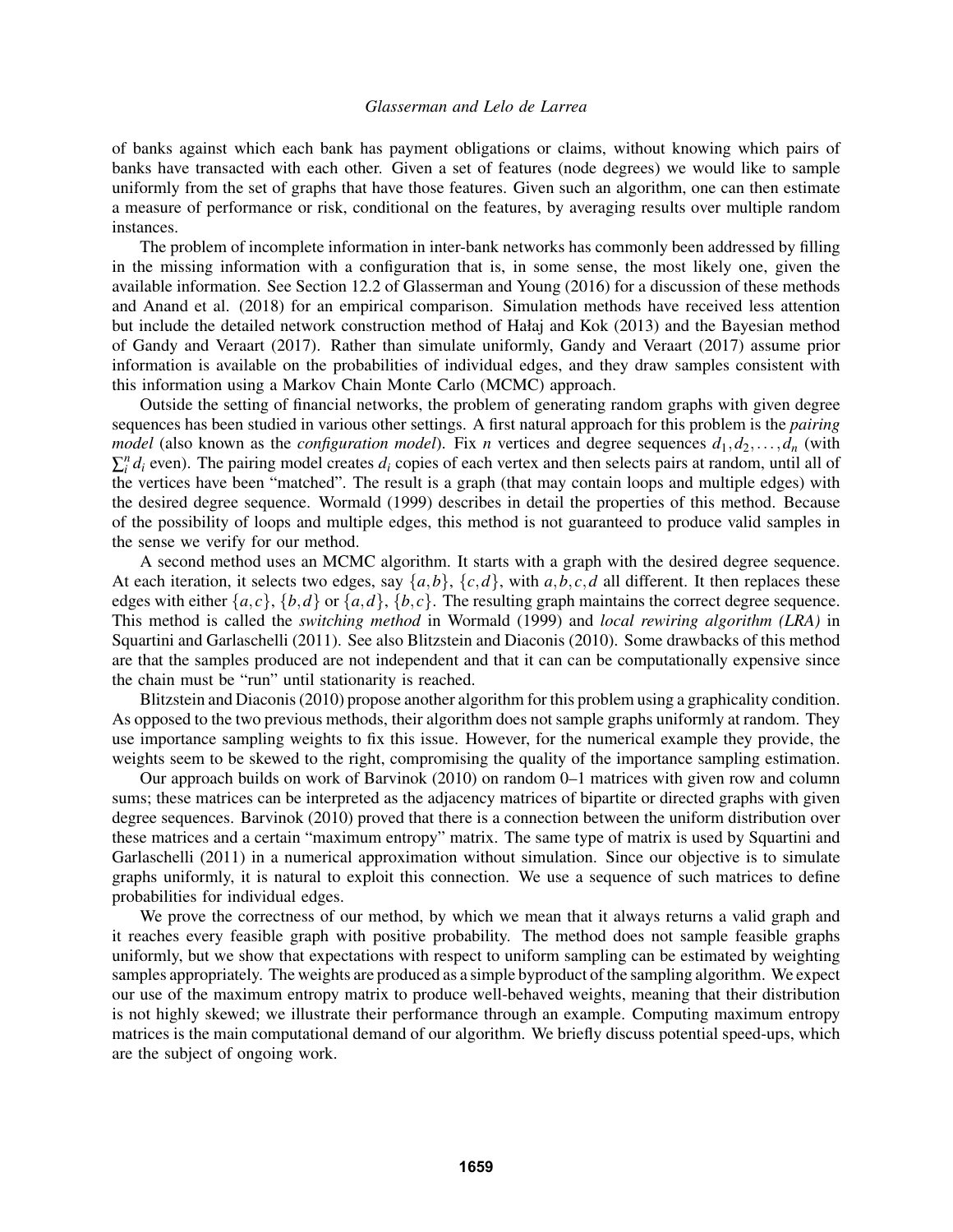of banks against which each bank has payment obligations or claims, without knowing which pairs of banks have transacted with each other. Given a set of features (node degrees) we would like to sample uniformly from the set of graphs that have those features. Given such an algorithm, one can then estimate a measure of performance or risk, conditional on the features, by averaging results over multiple random instances.

The problem of incomplete information in inter-bank networks has commonly been addressed by filling in the missing information with a configuration that is, in some sense, the most likely one, given the available information. See Section 12.2 of Glasserman and Young (2016) for a discussion of these methods and Anand et al. (2018) for an empirical comparison. Simulation methods have received less attention but include the detailed network construction method of Hałaj and Kok (2013) and the Bayesian method of Gandy and Veraart (2017). Rather than simulate uniformly, Gandy and Veraart (2017) assume prior information is available on the probabilities of individual edges, and they draw samples consistent with this information using a Markov Chain Monte Carlo (MCMC) approach.

Outside the setting of financial networks, the problem of generating random graphs with given degree sequences has been studied in various other settings. A first natural approach for this problem is the *pairing model* (also known as the *configuration model*). Fix $n$ vertices and degree sequences $d_1, d_2, \ldots, d_n$ (with $\sum_i^n d_i$ even). The pairing model creates $d_i$ copies of each vertex and then selects pairs at random, until all of the vertices have been "matched". The result is a graph (that may contain loops and multiple edges) with the desired degree sequence. Wormald (1999) describes in detail the properties of this method. Because of the possibility of loops and multiple edges, this method is not guaranteed to produce valid samples in the sense we verify for our method.

A second method uses an MCMC algorithm. It starts with a graph with the desired degree sequence. At each iteration, it selects two edges, say $\{a,b\}$, $\{c,d\}$, with $a,b,c,d$ all different. It then replaces these edges with either $\{a,c\}$, $\{b,d\}$ or $\{a,d\}$, $\{b,c\}$. The resulting graph maintains the correct degree sequence. This method is called the *switching method* in Wormald (1999) and *local rewiring algorithm (LRA)* in Squartini and Garlaschelli (2011). See also Blitzstein and Diaconis (2010). Some drawbacks of this method are that the samples produced are not independent and that it can can be computationally expensive since the chain must be "run" until stationarity is reached.

Blitzstein and Diaconis (2010) propose another algorithm for this problem using a graphicality condition. As opposed to the two previous methods, their algorithm does not sample graphs uniformly at random. They use importance sampling weights to fix this issue. However, for the numerical example they provide, the weights seem to be skewed to the right, compromising the quality of the importance sampling estimation.

Our approach builds on work of Barvinok (2010) on random 0–1 matrices with given row and column sums; these matrices can be interpreted as the adjacency matrices of bipartite or directed graphs with given degree sequences. Barvinok (2010) proved that there is a connection between the uniform distribution over these matrices and a certain "maximum entropy" matrix. The same type of matrix is used by Squartini and Garlaschelli (2011) in a numerical approximation without simulation. Since our objective is to simulate graphs uniformly, it is natural to exploit this connection. We use a sequence of such matrices to define probabilities for individual edges.

We prove the correctness of our method, by which we mean that it always returns a valid graph and it reaches every feasible graph with positive probability. The method does not sample feasible graphs uniformly, but we show that expectations with respect to uniform sampling can be estimated by weighting samples appropriately. The weights are produced as a simple byproduct of the sampling algorithm. We expect our use of the maximum entropy matrix to produce well-behaved weights, meaning that their distribution is not highly skewed; we illustrate their performance through an example. Computing maximum entropy matrices is the main computational demand of our algorithm. We briefly discuss potential speed-ups, which are the subject of ongoing work.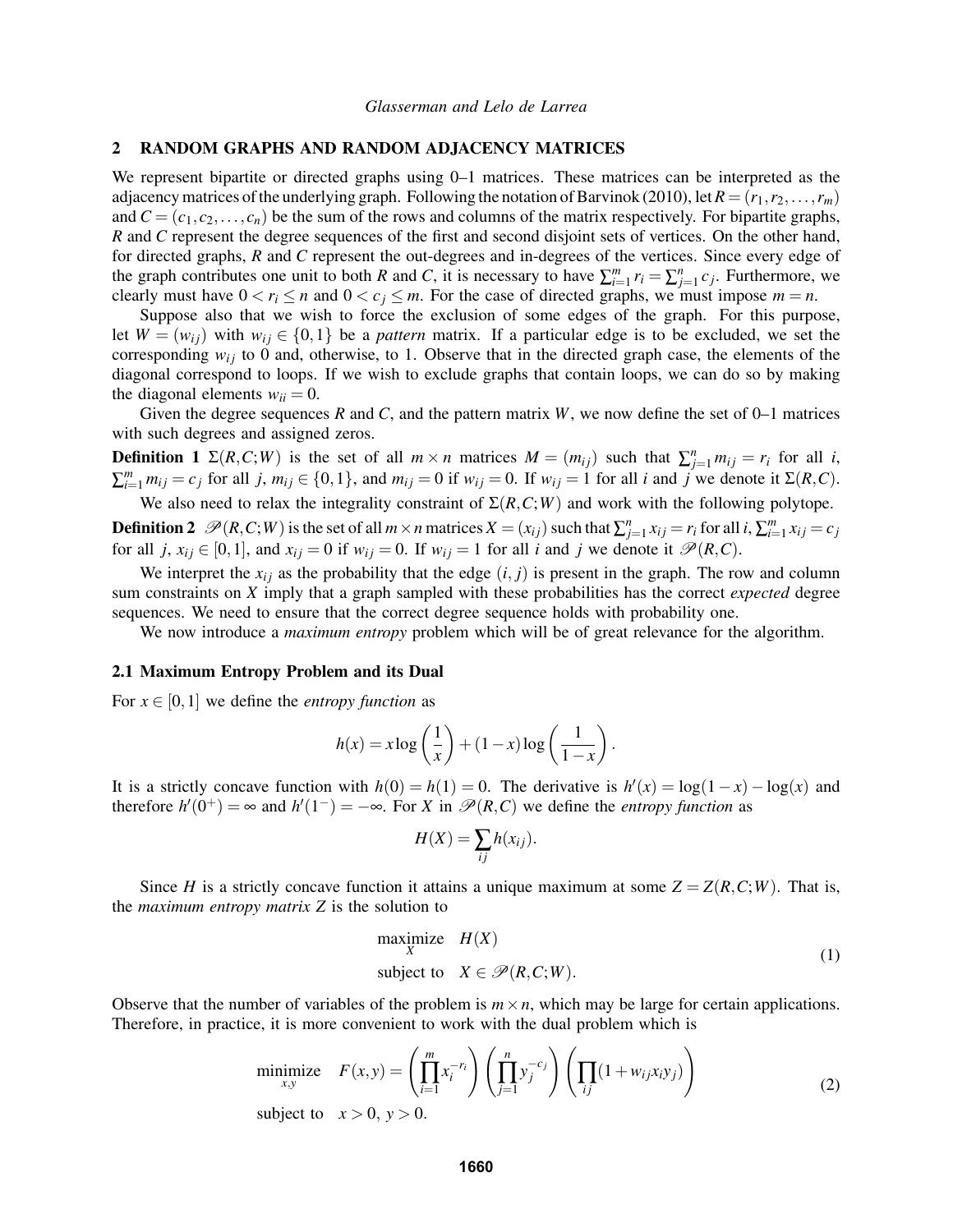## 2 RANDOM GRAPHS AND RANDOM ADJACENCY MATRICES

We represent bipartite or directed graphs using 0–1 matrices. These matrices can be interpreted as the adjacency matrices of the underlying graph. Following the notation of Barvinok (2010), let $R = (r_1, r_2, \ldots, r_m)$ and $C = (c_1, c_2, \ldots, c_n)$ be the sum of the rows and columns of the matrix respectively. For bipartite graphs, $R$ and $C$ represent the degree sequences of the first and second disjoint sets of vertices. On the other hand, for directed graphs, $R$ and $C$ represent the out-degrees and in-degrees of the vertices. Since every edge of the graph contributes one unit to both $R$ and $C$, it is necessary to have $\sum_{i=1}^{m} r_i = \sum_{j=1}^{n} c_j$. Furthermore, we clearly must have $0 < r_i \leq n$ and $0 < c_j \leq m$. For the case of directed graphs, we must impose $m = n$.

Suppose also that we wish to force the exclusion of some edges of the graph. For this purpose, let $W = (w_{ij})$ with $w_{ij} \in \{0, 1\}$ be a *pattern* matrix. If a particular edge is to be excluded, we set the corresponding $w_{ij}$ to 0 and, otherwise, to 1. Observe that in the directed graph case, the elements of the diagonal correspond to loops. If we wish to exclude graphs that contain loops, we can do so by making the diagonal elements $w_{ii} = 0$.

Given the degree sequences $R$ and $C$, and the pattern matrix $W$, we now define the set of 0–1 matrices with such degrees and assigned zeros.

**Definition 1** $\Sigma(R,C;W)$ is the set of all $m \times n$ matrices $M = (m_{ij})$ such that $\sum_{j=1}^{n} m_{ij} = r_i$ for all $i$, $\sum_{i=1}^{m} m_{ij} = c_j$ for all $j$, $m_{ij} \in \{0, 1\}$, and $m_{ij} = 0$ if $w_{ij} = 0$. If $w_{ij} = 1$ for all $i$ and $j$ we denote it $\Sigma(R,C)$.

We also need to relax the integrality constraint of $\Sigma(R,C;W)$ and work with the following polytope.

**Definition 2** $\mathscr{P}(R,C;W)$ is the set of all $m \times n$ matrices $X = (x_{ij})$ such that $\sum_{j=1}^{n} x_{ij} = r_i$ for all $i$, $\sum_{i=1}^{m} x_{ij} = c_j$ for all $j$, $x_{ij} \in [0, 1]$, and $x_{ij} = 0$ if $w_{ij} = 0$. If $w_{ij} = 1$ for all $i$ and $j$ we denote it $\mathscr{P}(R,C)$.

We interpret the $x_{ij}$ as the probability that the edge $(i, j)$ is present in the graph. The row and column sum constraints on $X$ imply that a graph sampled with these probabilities has the correct *expected* degree sequences. We need to ensure that the correct degree sequence holds with probability one.

We now introduce a *maximum entropy* problem which will be of great relevance for the algorithm.

### 2.1 Maximum Entropy Problem and its Dual

For $x \in [0, 1]$ we define the *entropy function* as

$$h(x) = x \log\left(\frac{1}{x}\right) + (1-x) \log\left(\frac{1}{1-x}\right).$$

It is a strictly concave function with $h(0) = h(1) = 0$. The derivative is $h'(x) = \log(1-x) - \log(x)$ and therefore $h'(0^+) = \infty$ and $h'(1^-) = -\infty$. For $X$ in $\mathscr{P}(R,C)$ we define the *entropy function* as

$$H(X) = \sum_{ij} h(x_{ij}).$$

Since $H$ is a strictly concave function it attains a unique maximum at some $Z = Z(R,C;W)$. That is, the *maximum entropy matrix* $Z$ is the solution to

$$\begin{aligned} \underset{X}{\text{maximize}} \quad & H(X) \\ \text{subject to} \quad & X \in \mathscr{P}(R,C;W). \end{aligned} \tag{1}$$

Observe that the number of variables of the problem is $m \times n$, which may be large for certain applications. Therefore, in practice, it is more convenient to work with the dual problem which is

$$\begin{aligned} \underset{x,y}{\text{minimize}} \quad & F(x,y) = \left(\prod_{i=1}^{m} x_i^{-r_i}\right) \left(\prod_{j=1}^{n} y_j^{-c_j}\right) \left(\prod_{ij} (1 + w_{ij} x_i y_j)\right) \\ \text{subject to} \quad & x > 0,\ y > 0. \end{aligned} \tag{2}$$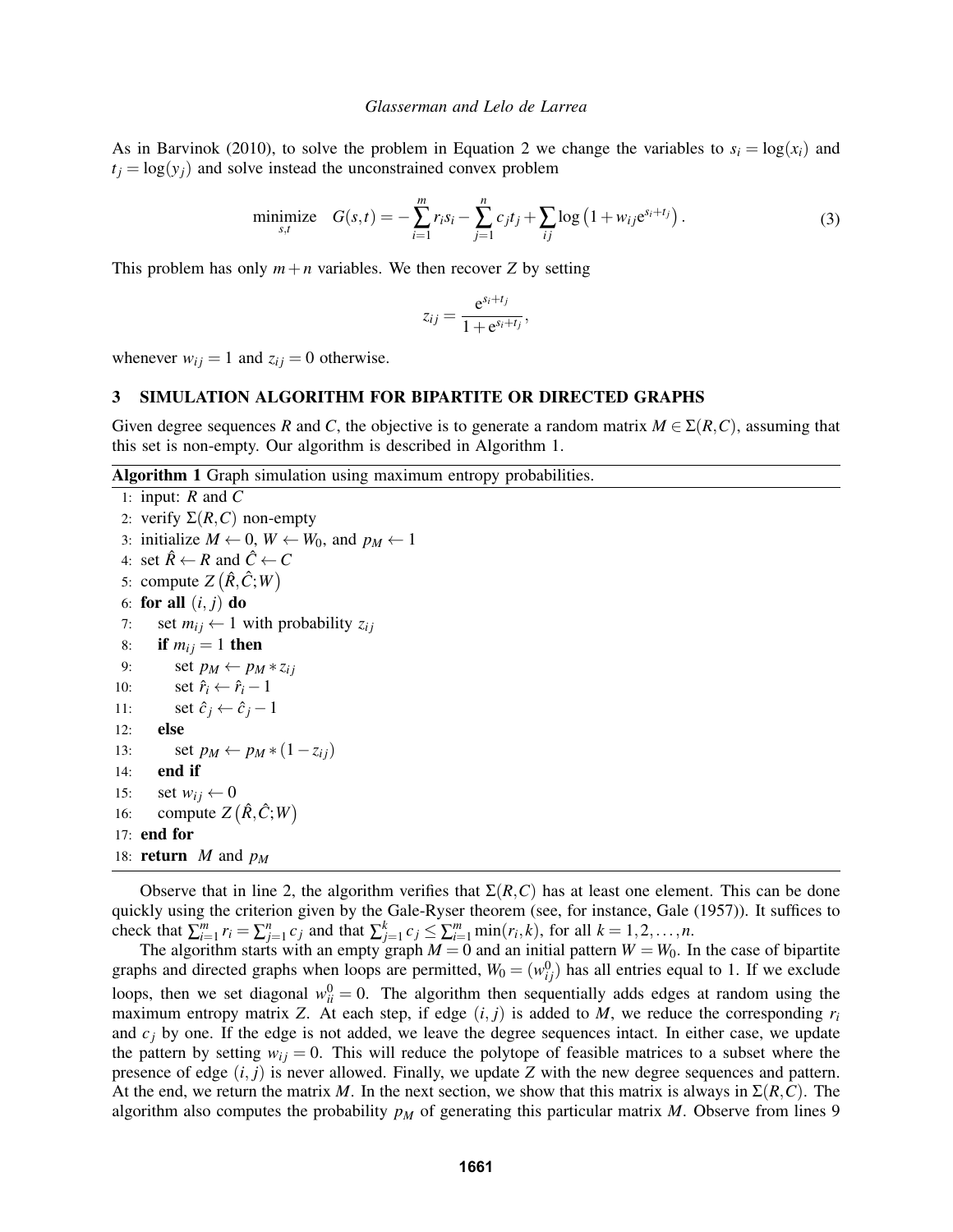As in Barvinok (2010), to solve the problem in Equation 2 we change the variables to $s_i = \log(x_i)$ and $t_j = \log(y_j)$ and solve instead the unconstrained convex problem

$$\underset{s,t}{\text{minimize}} \quad G(s,t) = -\sum_{i=1}^{m} r_i s_i - \sum_{j=1}^{n} c_j t_j + \sum_{ij} \log\left(1 + w_{ij} e^{s_i + t_j}\right). \tag{3}$$

This problem has only $m+n$ variables. We then recover $Z$ by setting

$$z_{ij} = \frac{e^{s_i+t_j}}{1+e^{s_i+t_j}},$$

whenever $w_{ij} = 1$ and $z_{ij} = 0$ otherwise.

## 3 SIMULATION ALGORITHM FOR BIPARTITE OR DIRECTED GRAPHS

Given degree sequences $R$ and $C$, the objective is to generate a random matrix $M \in \Sigma(R,C)$, assuming that this set is non-empty. Our algorithm is described in Algorithm 1.

**Algorithm 1** Graph simulation using maximum entropy probabilities.

```
1: input: R and C
2: verify Σ(R,C) non-empty
3: initialize M ← 0, W ← W_0, and p_M ← 1
4: set R̂ ← R and Ĉ ← C
5: compute Z(R̂, Ĉ; W)
6: for all (i, j) do
7:     set m_ij ← 1 with probability z_ij
8:     if m_ij = 1 then
9:         set p_M ← p_M * z_ij
10:        set r̂_i ← r̂_i − 1
11:        set ĉ_j ← ĉ_j − 1
12:    else
13:        set p_M ← p_M * (1 − z_ij)
14:    end if
15:    set w_ij ← 0
16:    compute Z(R̂, Ĉ; W)
17: end for
18: return M and p_M
```

Observe that in line 2, the algorithm verifies that $\Sigma(R,C)$ has at least one element. This can be done quickly using the criterion given by the Gale-Ryser theorem (see, for instance, Gale (1957)). It suffices to check that $\sum_{i=1}^{m} r_i = \sum_{j=1}^{n} c_j$ and that $\sum_{j=1}^{k} c_j \leq \sum_{i=1}^{m} \min(r_i, k)$, for all $k = 1, 2, \ldots, n$.

The algorithm starts with an empty graph $M = 0$ and an initial pattern $W = W_0$. In the case of bipartite graphs and directed graphs when loops are permitted, $W_0 = (w_{ij}^0)$ has all entries equal to 1. If we exclude loops, then we set diagonal $w_{ii}^0 = 0$. The algorithm then sequentially adds edges at random using the maximum entropy matrix $Z$. At each step, if edge $(i,j)$ is added to $M$, we reduce the corresponding $r_i$ and $c_j$ by one. If the edge is not added, we leave the degree sequences intact. In either case, we update the pattern by setting $w_{ij} = 0$. This will reduce the polytope of feasible matrices to a subset where the presence of edge $(i,j)$ is never allowed. Finally, we update $Z$ with the new degree sequences and pattern. At the end, we return the matrix $M$. In the next section, we show that this matrix is always in $\Sigma(R,C)$. The algorithm also computes the probability $p_M$ of generating this particular matrix $M$. Observe from lines 9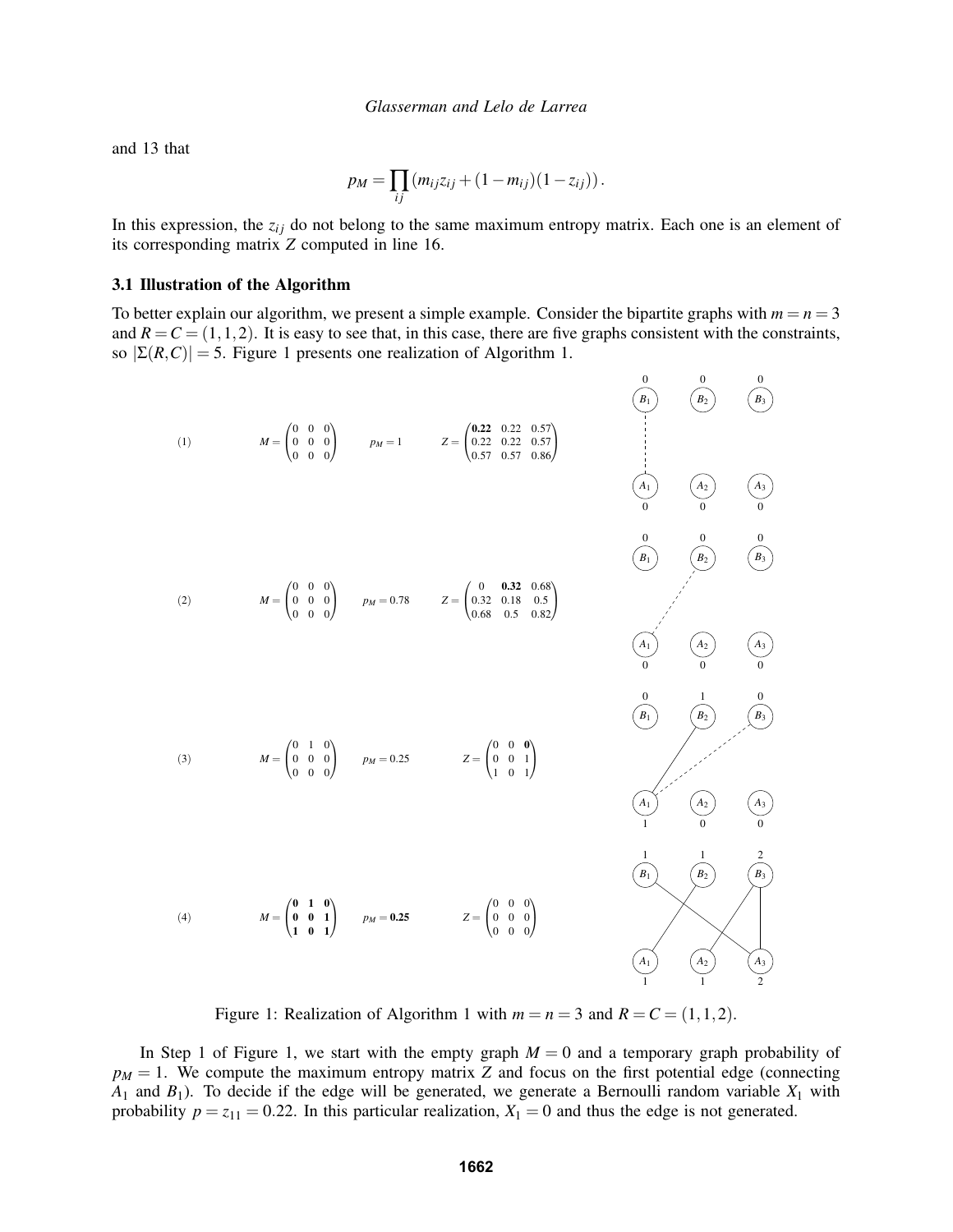and 13 that

$$p_M = \prod_{ij} \left( m_{ij} z_{ij} + (1 - m_{ij})(1 - z_{ij}) \right).$$

In this expression, the $z_{ij}$ do not belong to the same maximum entropy matrix. Each one is an element of its corresponding matrix $Z$ computed in line 16.

### 3.1 Illustration of the Algorithm

To better explain our algorithm, we present a simple example. Consider the bipartite graphs with $m = n = 3$ and $R = C = (1,1,2)$. It is easy to see that, in this case, there are five graphs consistent with the constraints, so $|\Sigma(R,C)| = 5$. Figure 1 presents one realization of Algorithm 1.

(1) $M = \begin{pmatrix} 0 & 0 & 0 \\ 0 & 0 & 0 \\ 0 & 0 & 0 \end{pmatrix}$ $\quad p_M = 1 \quad$ $Z = \begin{pmatrix} \mathbf{0.22} & 0.22 & 0.57 \\ 0.22 & 0.22 & 0.57 \\ 0.57 & 0.57 & 0.86 \end{pmatrix}$

(2) $M = \begin{pmatrix} 0 & 0 & 0 \\ 0 & 0 & 0 \\ 0 & 0 & 0 \end{pmatrix}$ $\quad p_M = 0.78 \quad$ $Z = \begin{pmatrix} 0 & \mathbf{0.32} & 0.68 \\ 0.32 & 0.18 & 0.5 \\ 0.68 & 0.5 & 0.82 \end{pmatrix}$

(3) $M = \begin{pmatrix} 0 & 1 & 0 \\ 0 & 0 & 0 \\ 0 & 0 & 0 \end{pmatrix}$ $\quad p_M = 0.25 \quad$ $Z = \begin{pmatrix} 0 & 0 & \mathbf{0} \\ 0 & 0 & 1 \\ 1 & 0 & 1 \end{pmatrix}$

(4) $M = \begin{pmatrix} \mathbf{0} & \mathbf{1} & \mathbf{0} \\ \mathbf{0} & \mathbf{0} & \mathbf{1} \\ \mathbf{1} & \mathbf{0} & \mathbf{1} \end{pmatrix}$ $\quad p_M = \mathbf{0.25} \quad$ $Z = \begin{pmatrix} 0 & 0 & 0 \\ 0 & 0 & 0 \\ 0 & 0 & 0 \end{pmatrix}$

Figure 1: Realization of Algorithm 1 with $m = n = 3$ and $R = C = (1,1,2)$.

In Step 1 of Figure 1, we start with the empty graph $M = 0$ and a temporary graph probability of $p_M = 1$. We compute the maximum entropy matrix $Z$ and focus on the first potential edge (connecting $A_1$ and $B_1$). To decide if the edge will be generated, we generate a Bernoulli random variable $X_1$ with probability $p = z_{11} = 0.22$. In this particular realization, $X_1 = 0$ and thus the edge is not generated.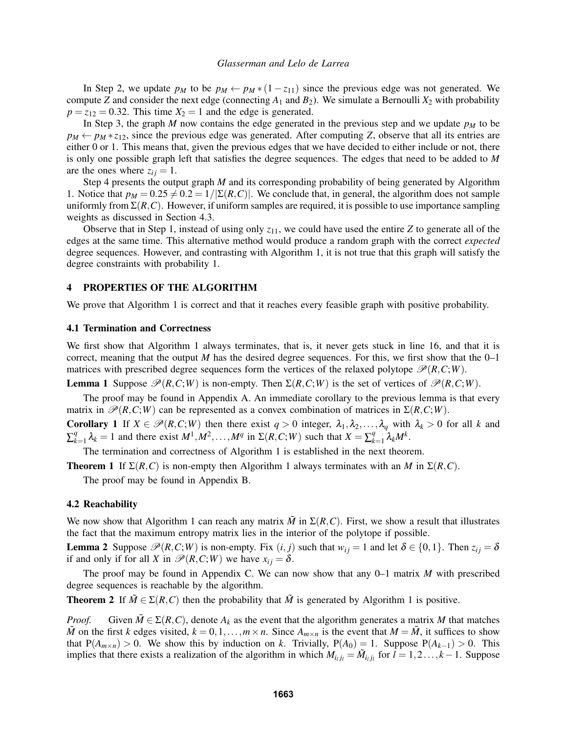In Step 2, we update $p_M$ to be $p_M \leftarrow p_M * (1 - z_{11})$ since the previous edge was not generated. We compute $Z$ and consider the next edge (connecting $A_1$ and $B_2$). We simulate a Bernoulli $X_2$ with probability $p = z_{12} = 0.32$. This time $X_2 = 1$ and the edge is generated.

In Step 3, the graph $M$ now contains the edge generated in the previous step and we update $p_M$ to be $p_M \leftarrow p_M * z_{12}$, since the previous edge was generated. After computing $Z$, observe that all its entries are either 0 or 1. This means that, given the previous edges that we have decided to either include or not, there is only one possible graph left that satisfies the degree sequences. The edges that need to be added to $M$ are the ones where $z_{ij} = 1$.

Step 4 presents the output graph $M$ and its corresponding probability of being generated by Algorithm 1. Notice that $p_M = 0.25 \neq 0.2 = 1/|\Sigma(R,C)|$. We conclude that, in general, the algorithm does not sample uniformly from $\Sigma(R,C)$. However, if uniform samples are required, it is possible to use importance sampling weights as discussed in Section 4.3.

Observe that in Step 1, instead of using only $z_{11}$, we could have used the entire $Z$ to generate all of the edges at the same time. This alternative method would produce a random graph with the correct *expected* degree sequences. However, and contrasting with Algorithm 1, it is not true that this graph will satisfy the degree constraints with probability 1.

## 4 PROPERTIES OF THE ALGORITHM

We prove that Algorithm 1 is correct and that it reaches every feasible graph with positive probability.

### 4.1 Termination and Correctness

We first show that Algorithm 1 always terminates, that is, it never gets stuck in line 16, and that it is correct, meaning that the output $M$ has the desired degree sequences. For this, we first show that the 0–1 matrices with prescribed degree sequences form the vertices of the relaxed polytope $\mathscr{P}(R,C;W)$.

**Lemma 1** Suppose $\mathscr{P}(R,C;W)$ is non-empty. Then $\Sigma(R,C;W)$ is the set of vertices of $\mathscr{P}(R,C;W)$.

The proof may be found in Appendix A. An immediate corollary to the previous lemma is that every matrix in $\mathscr{P}(R,C;W)$ can be represented as a convex combination of matrices in $\Sigma(R,C;W)$.

**Corollary 1** If $X \in \mathscr{P}(R,C;W)$ then there exist $q > 0$ integer, $\lambda_1, \lambda_2, \ldots, \lambda_q$ with $\lambda_k > 0$ for all $k$ and $\sum_{k=1}^{q} \lambda_k = 1$ and there exist $M^1, M^2, \ldots, M^q$ in $\Sigma(R,C;W)$ such that $X = \sum_{k=1}^{q} \lambda_k M^k$.

The termination and correctness of Algorithm 1 is established in the next theorem.

**Theorem 1** If $\Sigma(R,C)$ is non-empty then Algorithm 1 always terminates with an $M$ in $\Sigma(R,C)$.

The proof may be found in Appendix B.

### 4.2 Reachability

We now show that Algorithm 1 can reach any matrix $\tilde{M}$ in $\Sigma(R,C)$. First, we show a result that illustrates the fact that the maximum entropy matrix lies in the interior of the polytope if possible.

**Lemma 2** Suppose $\mathscr{P}(R,C;W)$ is non-empty. Fix $(i,j)$ such that $w_{ij} = 1$ and let $\delta \in \{0,1\}$. Then $z_{ij} = \delta$ if and only if for all $X$ in $\mathscr{P}(R,C;W)$ we have $x_{ij} = \delta$.

The proof may be found in Appendix C. We can now show that any 0–1 matrix $M$ with prescribed degree sequences is reachable by the algorithm.

**Theorem 2** If $\tilde{M} \in \Sigma(R,C)$ then the probability that $\tilde{M}$ is generated by Algorithm 1 is positive.

*Proof.* Given $\tilde{M} \in \Sigma(R,C)$, denote $A_k$ as the event that the algorithm generates a matrix $M$ that matches $\tilde{M}$ on the first $k$ edges visited, $k = 0, 1, \ldots, m \times n$. Since $A_{m\times n}$ is the event that $M = \tilde{M}$, it suffices to show that $\mathrm{P}(A_{m\times n}) > 0$. We show this by induction on $k$. Trivially, $\mathrm{P}(A_0) = 1$. Suppose $\mathrm{P}(A_{k-1}) > 0$. This implies that there exists a realization of the algorithm in which $M_{i_l j_l} = \tilde{M}_{i_l j_l}$ for $l = 1, 2 \ldots, k-1$. Suppose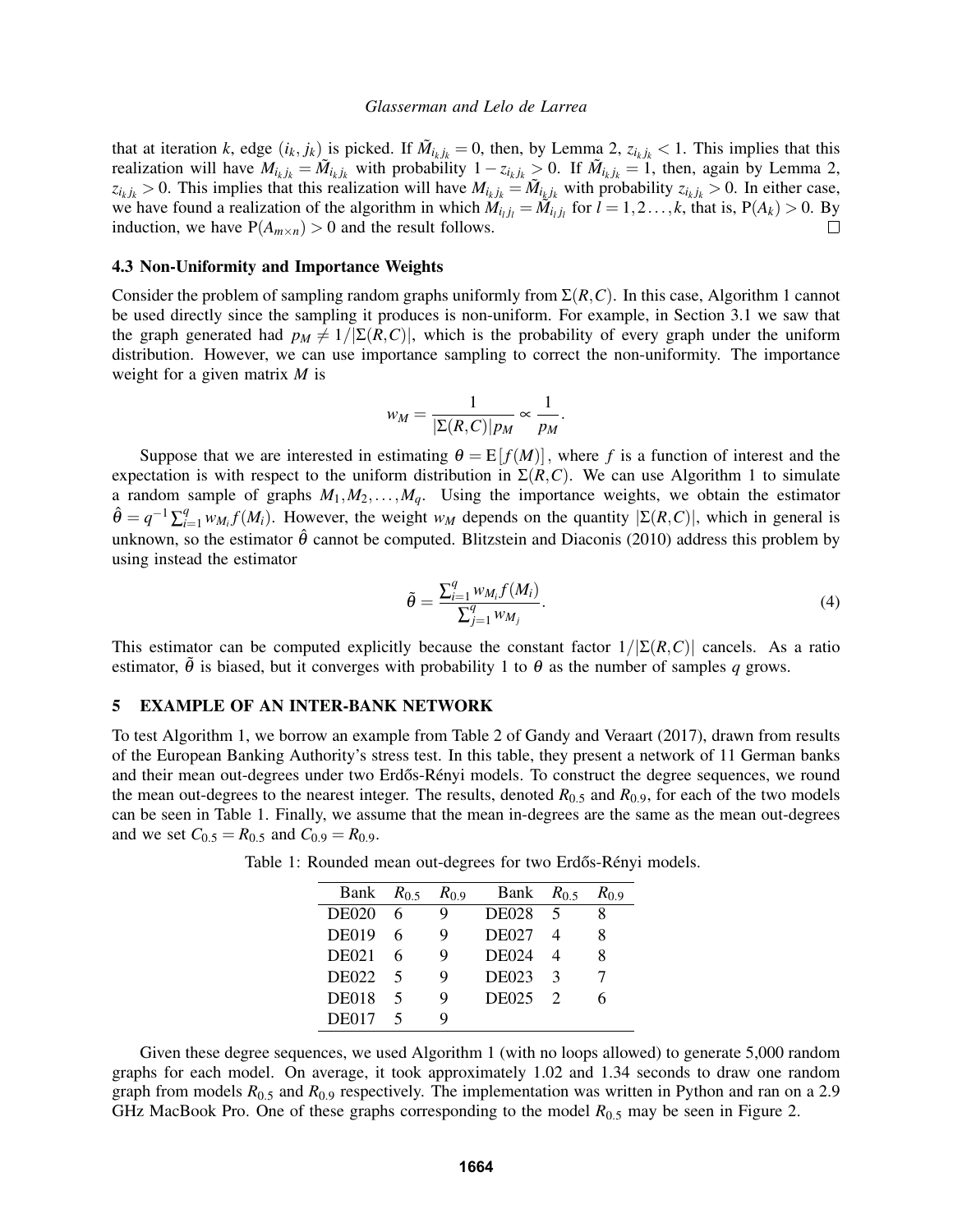that at iteration $k$, edge $(i_k, j_k)$ is picked. If $\tilde{M}_{i_k j_k} = 0$, then, by Lemma 2, $z_{i_k j_k} < 1$. This implies that this realization will have $M_{i_k j_k} = \tilde{M}_{i_k j_k}$ with probability $1 - z_{i_k j_k} > 0$. If $\tilde{M}_{i_k j_k} = 1$, then, again by Lemma 2, $z_{i_k j_k} > 0$. This implies that this realization will have $M_{i_k j_k} = \tilde{M}_{i_k j_k}$ with probability $z_{i_k j_k} > 0$. In either case, we have found a realization of the algorithm in which $M_{i_l j_l} = \tilde{M}_{i_l j_l}$ for $l = 1, 2 \ldots, k$, that is, $\mathrm{P}(A_k) > 0$. By induction, we have $\mathrm{P}(A_{m \times n}) > 0$ and the result follows. □

### 4.3 Non-Uniformity and Importance Weights

Consider the problem of sampling random graphs uniformly from $\Sigma(R,C)$. In this case, Algorithm 1 cannot be used directly since the sampling it produces is non-uniform. For example, in Section 3.1 we saw that the graph generated had $p_M \neq 1/|\Sigma(R,C)|$, which is the probability of every graph under the uniform distribution. However, we can use importance sampling to correct the non-uniformity. The importance weight for a given matrix $M$ is

$$w_M = \frac{1}{|\Sigma(R,C)| p_M} \propto \frac{1}{p_M}.$$

Suppose that we are interested in estimating $\theta = \mathrm{E}[f(M)]$, where $f$ is a function of interest and the expectation is with respect to the uniform distribution in $\Sigma(R,C)$. We can use Algorithm 1 to simulate a random sample of graphs $M_1, M_2, \ldots, M_q$. Using the importance weights, we obtain the estimator $\hat{\theta} = q^{-1} \sum_{i=1}^{q} w_{M_i} f(M_i)$. However, the weight $w_M$ depends on the quantity $|\Sigma(R,C)|$, which in general is unknown, so the estimator $\hat{\theta}$ cannot be computed. Blitzstein and Diaconis (2010) address this problem by using instead the estimator

$$\tilde{\theta} = \frac{\sum_{i=1}^{q} w_{M_i} f(M_i)}{\sum_{j=1}^{q} w_{M_j}}. \tag{4}$$

This estimator can be computed explicitly because the constant factor $1/|\Sigma(R,C)|$ cancels. As a ratio estimator, $\tilde{\theta}$ is biased, but it converges with probability 1 to $\theta$ as the number of samples $q$ grows.

## 5 EXAMPLE OF AN INTER-BANK NETWORK

To test Algorithm 1, we borrow an example from Table 2 of Gandy and Veraart (2017), drawn from results of the European Banking Authority's stress test. In this table, they present a network of 11 German banks and their mean out-degrees under two Erdős-Rényi models. To construct the degree sequences, we round the mean out-degrees to the nearest integer. The results, denoted $R_{0.5}$ and $R_{0.9}$, for each of the two models can be seen in Table 1. Finally, we assume that the mean in-degrees are the same as the mean out-degrees and we set $C_{0.5} = R_{0.5}$ and $C_{0.9} = R_{0.9}$.

Table 1: Rounded mean out-degrees for two Erdős-Rényi models.

| Bank | $R_{0.5}$ | $R_{0.9}$ | Bank | $R_{0.5}$ | $R_{0.9}$ |
|---|---|---|---|---|---|
| DE020 | 6 | 9 | DE028 | 5 | 8 |
| DE019 | 6 | 9 | DE027 | 4 | 8 |
| DE021 | 6 | 9 | DE024 | 4 | 8 |
| DE022 | 5 | 9 | DE023 | 3 | 7 |
| DE018 | 5 | 9 | DE025 | 2 | 6 |
| DE017 | 5 | 9 | | | |

Given these degree sequences, we used Algorithm 1 (with no loops allowed) to generate 5,000 random graphs for each model. On average, it took approximately 1.02 and 1.34 seconds to draw one random graph from models $R_{0.5}$ and $R_{0.9}$ respectively. The implementation was written in Python and ran on a 2.9 GHz MacBook Pro. One of these graphs corresponding to the model $R_{0.5}$ may be seen in Figure 2.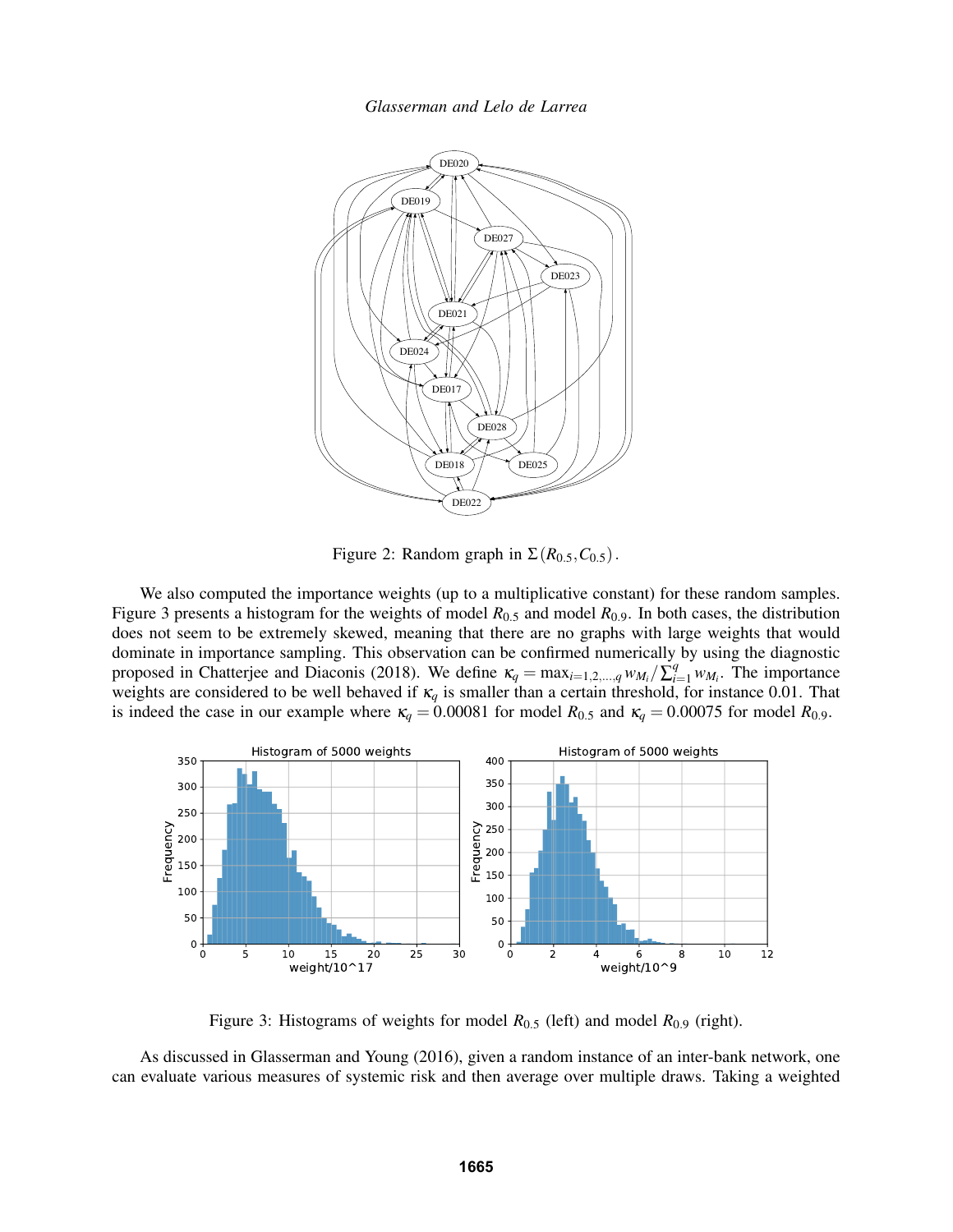Figure 2: Random graph in $\Sigma(R_{0.5}, C_{0.5})$.

We also computed the importance weights (up to a multiplicative constant) for these random samples. Figure 3 presents a histogram for the weights of model $R_{0.5}$ and model $R_{0.9}$. In both cases, the distribution does not seem to be extremely skewed, meaning that there are no graphs with large weights that would dominate in importance sampling. This observation can be confirmed numerically by using the diagnostic proposed in Chatterjee and Diaconis (2018). We define $\kappa_q = \max_{i=1,2,\ldots,q} w_{M_i} / \sum_{i=1}^{q} w_{M_i}$. The importance weights are considered to be well behaved if $\kappa_q$ is smaller than a certain threshold, for instance 0.01. That is indeed the case in our example where $\kappa_q = 0.00081$ for model $R_{0.5}$ and $\kappa_q = 0.00075$ for model $R_{0.9}$.

Figure 3: Histograms of weights for model $R_{0.5}$ (left) and model $R_{0.9}$ (right).

As discussed in Glasserman and Young (2016), given a random instance of an inter-bank network, one can evaluate various measures of systemic risk and then average over multiple draws. Taking a weighted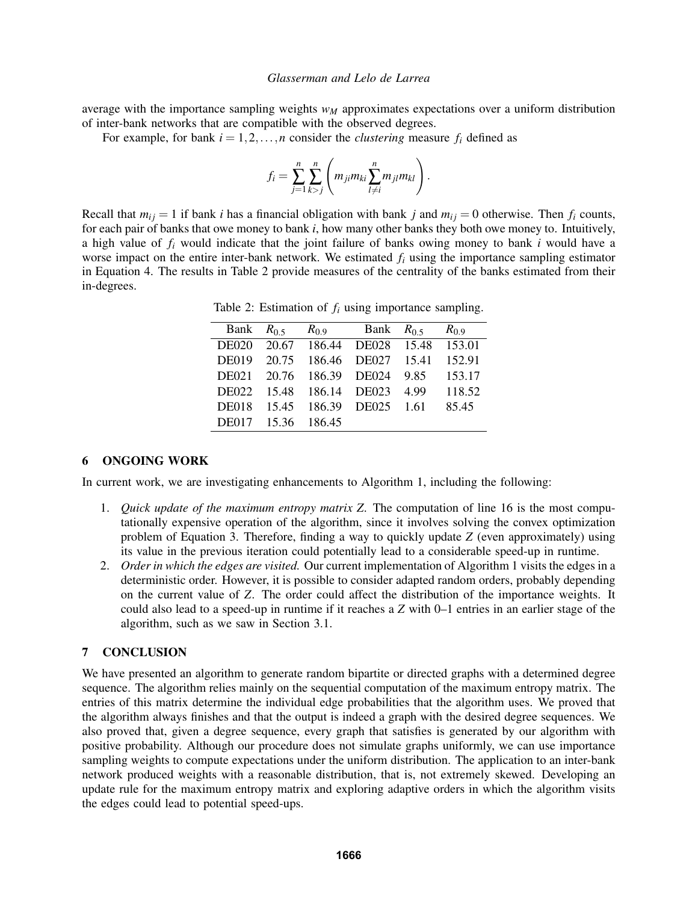average with the importance sampling weights $w_M$ approximates expectations over a uniform distribution of inter-bank networks that are compatible with the observed degrees.

For example, for bank $i = 1, 2, \ldots, n$ consider the *clustering* measure $f_i$ defined as

$$f_i = \sum_{j=1}^{n} \sum_{k>j}^{n} \left( m_{ji} m_{ki} \sum_{l \neq i}^{n} m_{jl} m_{kl} \right).$$

Recall that $m_{ij} = 1$ if bank $i$ has a financial obligation with bank $j$ and $m_{ij} = 0$ otherwise. Then $f_i$ counts, for each pair of banks that owe money to bank $i$, how many other banks they both owe money to. Intuitively, a high value of $f_i$ would indicate that the joint failure of banks owing money to bank $i$ would have a worse impact on the entire inter-bank network. We estimated $f_i$ using the importance sampling estimator in Equation 4. The results in Table 2 provide measures of the centrality of the banks estimated from their in-degrees.

Table 2: Estimation of $f_i$ using importance sampling.

| Bank | $R_{0.5}$ | $R_{0.9}$ | Bank | $R_{0.5}$ | $R_{0.9}$ |
|---|---|---|---|---|---|
| DE020 | 20.67 | 186.44 | DE028 | 15.48 | 153.01 |
| DE019 | 20.75 | 186.46 | DE027 | 15.41 | 152.91 |
| DE021 | 20.76 | 186.39 | DE024 | 9.85 | 153.17 |
| DE022 | 15.48 | 186.14 | DE023 | 4.99 | 118.52 |
| DE018 | 15.45 | 186.39 | DE025 | 1.61 | 85.45 |
| DE017 | 15.36 | 186.45 | | | |

## 6 ONGOING WORK

In current work, we are investigating enhancements to Algorithm 1, including the following:

1. *Quick update of the maximum entropy matrix $Z$.* The computation of line 16 is the most computationally expensive operation of the algorithm, since it involves solving the convex optimization problem of Equation 3. Therefore, finding a way to quickly update $Z$ (even approximately) using its value in the previous iteration could potentially lead to a considerable speed-up in runtime.
2. *Order in which the edges are visited.* Our current implementation of Algorithm 1 visits the edges in a deterministic order. However, it is possible to consider adapted random orders, probably depending on the current value of $Z$. The order could affect the distribution of the importance weights. It could also lead to a speed-up in runtime if it reaches a $Z$ with 0–1 entries in an earlier stage of the algorithm, such as we saw in Section 3.1.

## 7 CONCLUSION

We have presented an algorithm to generate random bipartite or directed graphs with a determined degree sequence. The algorithm relies mainly on the sequential computation of the maximum entropy matrix. The entries of this matrix determine the individual edge probabilities that the algorithm uses. We proved that the algorithm always finishes and that the output is indeed a graph with the desired degree sequences. We also proved that, given a degree sequence, every graph that satisfies is generated by our algorithm with positive probability. Although our procedure does not simulate graphs uniformly, we can use importance sampling weights to compute expectations under the uniform distribution. The application to an inter-bank network produced weights with a reasonable distribution, that is, not extremely skewed. Developing an update rule for the maximum entropy matrix and exploring adaptive orders in which the algorithm visits the edges could lead to potential speed-ups.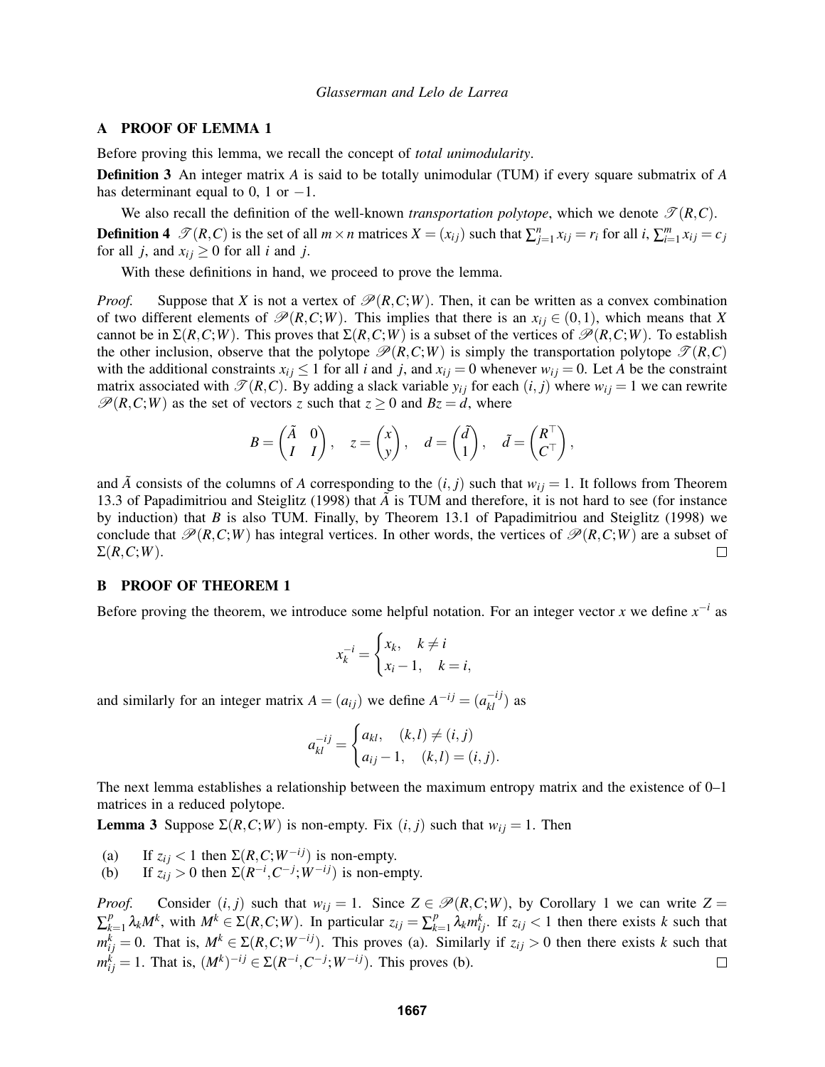## A PROOF OF LEMMA 1

Before proving this lemma, we recall the concept of *total unimodularity*.

**Definition 3** An integer matrix $A$ is said to be totally unimodular (TUM) if every square submatrix of $A$ has determinant equal to 0, 1 or $-1$.

We also recall the definition of the well-known *transportation polytope*, which we denote $\mathscr{T}(R,C)$.

**Definition 4** $\mathscr{T}(R,C)$ is the set of all $m \times n$ matrices $X = (x_{ij})$ such that $\sum_{j=1}^{n} x_{ij} = r_i$ for all $i$, $\sum_{i=1}^{m} x_{ij} = c_j$ for all $j$, and $x_{ij} \geq 0$ for all $i$ and $j$.

With these definitions in hand, we proceed to prove the lemma.

*Proof.* Suppose that $X$ is not a vertex of $\mathscr{P}(R,C;W)$. Then, it can be written as a convex combination of two different elements of $\mathscr{P}(R,C;W)$. This implies that there is an $x_{ij} \in (0,1)$, which means that $X$ cannot be in $\Sigma(R,C;W)$. This proves that $\Sigma(R,C;W)$ is a subset of the vertices of $\mathscr{P}(R,C;W)$. To establish the other inclusion, observe that the polytope $\mathscr{P}(R,C;W)$ is simply the transportation polytope $\mathscr{T}(R,C)$ with the additional constraints $x_{ij} \leq 1$ for all $i$ and $j$, and $x_{ij} = 0$ whenever $w_{ij} = 0$. Let $A$ be the constraint matrix associated with $\mathscr{T}(R,C)$. By adding a slack variable $y_{ij}$ for each $(i,j)$ where $w_{ij} = 1$ we can rewrite $\mathscr{P}(R,C;W)$ as the set of vectors $z$ such that $z \geq 0$ and $Bz = d$, where

$$B = \begin{pmatrix} \tilde{A} & 0 \\ I & I \end{pmatrix}, \quad z = \begin{pmatrix} x \\ y \end{pmatrix}, \quad d = \begin{pmatrix} \tilde{d} \\ 1 \end{pmatrix}, \quad \tilde{d} = \begin{pmatrix} R^{\top} \\ C^{\top} \end{pmatrix},$$

and $\tilde{A}$ consists of the columns of $A$ corresponding to the $(i,j)$ such that $w_{ij} = 1$. It follows from Theorem 13.3 of Papadimitriou and Steiglitz (1998) that $\tilde{A}$ is TUM and therefore, it is not hard to see (for instance by induction) that $B$ is also TUM. Finally, by Theorem 13.1 of Papadimitriou and Steiglitz (1998) we conclude that $\mathscr{P}(R,C;W)$ has integral vertices. In other words, the vertices of $\mathscr{P}(R,C;W)$ are a subset of $\Sigma(R,C;W)$. □

## B PROOF OF THEOREM 1

Before proving the theorem, we introduce some helpful notation. For an integer vector $x$ we define $x^{-i}$ as

$$x_k^{-i} = \begin{cases} x_k, & k \neq i \\ x_i - 1, & k = i, \end{cases}$$

and similarly for an integer matrix $A = (a_{ij})$ we define $A^{-ij} = (a_{kl}^{-ij})$ as

$$a_{kl}^{-ij} = \begin{cases} a_{kl}, & (k,l) \neq (i,j) \\ a_{ij} - 1, & (k,l) = (i,j). \end{cases}$$

The next lemma establishes a relationship between the maximum entropy matrix and the existence of 0–1 matrices in a reduced polytope.

**Lemma 3** Suppose $\Sigma(R,C;W)$ is non-empty. Fix $(i,j)$ such that $w_{ij} = 1$. Then

(a) If $z_{ij} < 1$ then $\Sigma(R,C;W^{-ij})$ is non-empty.

(b) If $z_{ij} > 0$ then $\Sigma(R^{-i},C^{-j};W^{-ij})$ is non-empty.

*Proof.* Consider $(i,j)$ such that $w_{ij} = 1$. Since $Z \in \mathscr{P}(R,C;W)$, by Corollary 1 we can write $Z = \sum_{k=1}^{p} \lambda_k M^k$, with $M^k \in \Sigma(R,C;W)$. In particular $z_{ij} = \sum_{k=1}^{p} \lambda_k m_{ij}^k$. If $z_{ij} < 1$ then there exists $k$ such that $m_{ij}^k = 0$. That is, $M^k \in \Sigma(R,C;W^{-ij})$. This proves (a). Similarly if $z_{ij} > 0$ then there exists $k$ such that $m_{ij}^k = 1$. That is, $(M^k)^{-ij} \in \Sigma(R^{-i},C^{-j};W^{-ij})$. This proves (b). □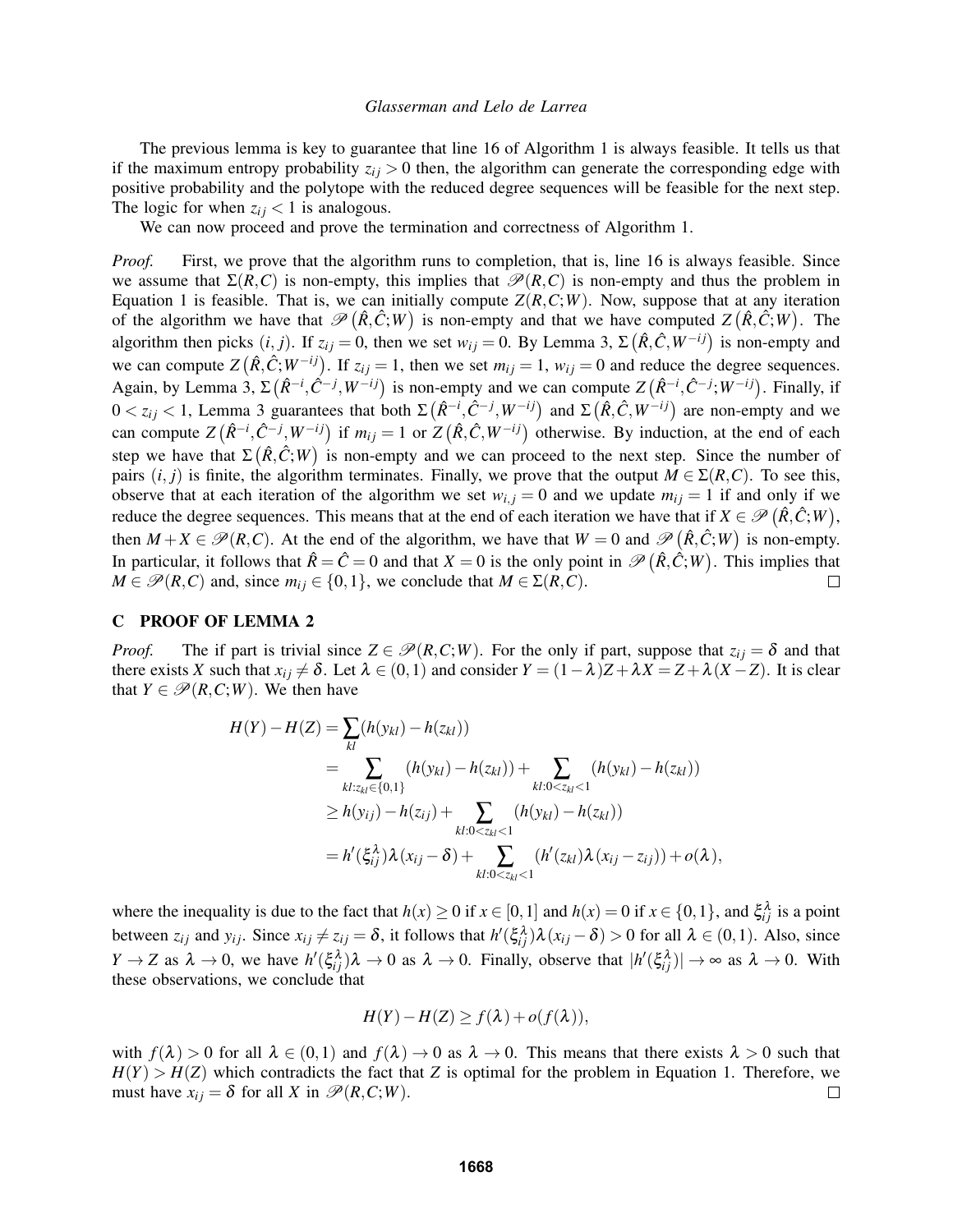The previous lemma is key to guarantee that line 16 of Algorithm 1 is always feasible. It tells us that if the maximum entropy probability $z_{ij} > 0$ then, the algorithm can generate the corresponding edge with positive probability and the polytope with the reduced degree sequences will be feasible for the next step. The logic for when $z_{ij} < 1$ is analogous.

We can now proceed and prove the termination and correctness of Algorithm 1.

*Proof.* First, we prove that the algorithm runs to completion, that is, line 16 is always feasible. Since we assume that $\Sigma(R,C)$ is non-empty, this implies that $\mathscr{P}(R,C)$ is non-empty and thus the problem in Equation 1 is feasible. That is, we can initially compute $Z(R,C;W)$. Now, suppose that at any iteration of the algorithm we have that $\mathscr{P}\left(\hat{R},\hat{C};W\right)$ is non-empty and that we have computed $Z\left(\hat{R},\hat{C};W\right)$. The algorithm then picks $(i,j)$. If $z_{ij} = 0$, then we set $w_{ij} = 0$. By Lemma 3, $\Sigma\left(\hat{R},\hat{C},W^{-ij}\right)$ is non-empty and we can compute $Z\left(\hat{R},\hat{C};W^{-ij}\right)$. If $z_{ij} = 1$, then we set $m_{ij} = 1$, $w_{ij} = 0$ and reduce the degree sequences. Again, by Lemma 3, $\Sigma\left(\hat{R}^{-i},\hat{C}^{-j},W^{-ij}\right)$ is non-empty and we can compute $Z\left(\hat{R}^{-i},\hat{C}^{-j};W^{-ij}\right)$. Finally, if $0 < z_{ij} < 1$, Lemma 3 guarantees that both $\Sigma\left(\hat{R}^{-i},\hat{C}^{-j},W^{-ij}\right)$ and $\Sigma\left(\hat{R},\hat{C},W^{-ij}\right)$ are non-empty and we can compute $Z\left(\hat{R}^{-i},\hat{C}^{-j},W^{-ij}\right)$ if $m_{ij} = 1$ or $Z\left(\hat{R},\hat{C},W^{-ij}\right)$ otherwise. By induction, at the end of each step we have that $\Sigma\left(\hat{R},\hat{C};W\right)$ is non-empty and we can proceed to the next step. Since the number of pairs $(i,j)$ is finite, the algorithm terminates. Finally, we prove that the output $M \in \Sigma(R,C)$. To see this, observe that at each iteration of the algorithm we set $w_{i,j} = 0$ and we update $m_{ij} = 1$ if and only if we reduce the degree sequences. This means that at the end of each iteration we have that if $X \in \mathscr{P}\left(\hat{R},\hat{C};W\right)$, then $M + X \in \mathscr{P}(R,C)$. At the end of the algorithm, we have that $W = 0$ and $\mathscr{P}\left(\hat{R},\hat{C};W\right)$ is non-empty. In particular, it follows that $\hat{R} = \hat{C} = 0$ and that $X = 0$ is the only point in $\mathscr{P}\left(\hat{R},\hat{C};W\right)$. This implies that $M \in \mathscr{P}(R,C)$ and, since $m_{ij} \in \{0,1\}$, we conclude that $M \in \Sigma(R,C)$. $\square$

## C PROOF OF LEMMA 2

*Proof.* The if part is trivial since $Z \in \mathscr{P}(R,C;W)$. For the only if part, suppose that $z_{ij} = \delta$ and that there exists $X$ such that $x_{ij} \neq \delta$. Let $\lambda \in (0,1)$ and consider $Y = (1-\lambda)Z + \lambda X = Z + \lambda(X - Z)$. It is clear that $Y \in \mathscr{P}(R,C;W)$. We then have

$$
\begin{aligned}
H(Y) - H(Z) &= \sum_{kl}(h(y_{kl}) - h(z_{kl})) \\
&= \sum_{kl:z_{kl}\in\{0,1\}}(h(y_{kl}) - h(z_{kl})) + \sum_{kl:0<z_{kl}<1}(h(y_{kl}) - h(z_{kl})) \\
&\geq h(y_{ij}) - h(z_{ij}) + \sum_{kl:0<z_{kl}<1}(h(y_{kl}) - h(z_{kl})) \\
&= h'(\xi_{ij}^{\lambda})\lambda(x_{ij} - \delta) + \sum_{kl:0<z_{kl}<1}(h'(z_{kl})\lambda(x_{ij} - z_{ij})) + o(\lambda),
\end{aligned}
$$

where the inequality is due to the fact that $h(x) \geq 0$ if $x \in [0,1]$ and $h(x) = 0$ if $x \in \{0,1\}$, and $\xi_{ij}^{\lambda}$ is a point between $z_{ij}$ and $y_{ij}$. Since $x_{ij} \neq z_{ij} = \delta$, it follows that $h'(\xi_{ij}^{\lambda})\lambda(x_{ij} - \delta) > 0$ for all $\lambda \in (0,1)$. Also, since $Y \to Z$ as $\lambda \to 0$, we have $h'(\xi_{ij}^{\lambda})\lambda \to 0$ as $\lambda \to 0$. Finally, observe that $|h'(\xi_{ij}^{\lambda})| \to \infty$ as $\lambda \to 0$. With these observations, we conclude that

$$
H(Y) - H(Z) \geq f(\lambda) + o(f(\lambda)),
$$

with $f(\lambda) > 0$ for all $\lambda \in (0,1)$ and $f(\lambda) \to 0$ as $\lambda \to 0$. This means that there exists $\lambda > 0$ such that $H(Y) > H(Z)$ which contradicts the fact that $Z$ is optimal for the problem in Equation 1. Therefore, we must have $x_{ij} = \delta$ for all $X$ in $\mathscr{P}(R,C;W)$. $\square$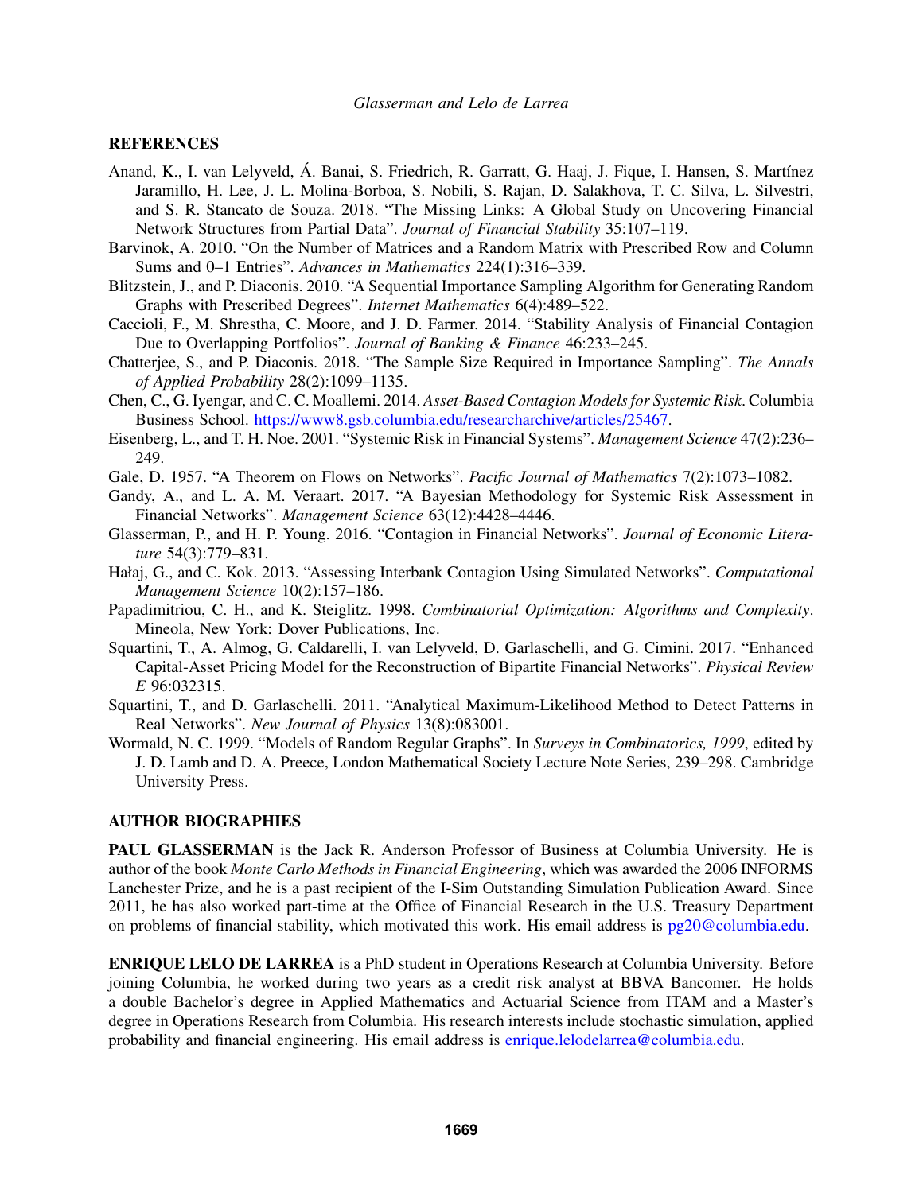## REFERENCES

Anand, K., I. van Lelyveld, Á. Banai, S. Friedrich, R. Garratt, G. Haaj, J. Fique, I. Hansen, S. Martínez Jaramillo, H. Lee, J. L. Molina-Borboa, S. Nobili, S. Rajan, D. Salakhova, T. C. Silva, L. Silvestri, and S. R. Stancato de Souza. 2018. "The Missing Links: A Global Study on Uncovering Financial Network Structures from Partial Data". *Journal of Financial Stability* 35:107–119.

Barvinok, A. 2010. "On the Number of Matrices and a Random Matrix with Prescribed Row and Column Sums and 0–1 Entries". *Advances in Mathematics* 224(1):316–339.

Blitzstein, J., and P. Diaconis. 2010. "A Sequential Importance Sampling Algorithm for Generating Random Graphs with Prescribed Degrees". *Internet Mathematics* 6(4):489–522.

Caccioli, F., M. Shrestha, C. Moore, and J. D. Farmer. 2014. "Stability Analysis of Financial Contagion Due to Overlapping Portfolios". *Journal of Banking & Finance* 46:233–245.

Chatterjee, S., and P. Diaconis. 2018. "The Sample Size Required in Importance Sampling". *The Annals of Applied Probability* 28(2):1099–1135.

Chen, C., G. Iyengar, and C. C. Moallemi. 2014. *Asset-Based Contagion Models for Systemic Risk*. Columbia Business School. https://www8.gsb.columbia.edu/researcharchive/articles/25467.

Eisenberg, L., and T. H. Noe. 2001. "Systemic Risk in Financial Systems". *Management Science* 47(2):236–249.

Gale, D. 1957. "A Theorem on Flows on Networks". *Pacific Journal of Mathematics* 7(2):1073–1082.

Gandy, A., and L. A. M. Veraart. 2017. "A Bayesian Methodology for Systemic Risk Assessment in Financial Networks". *Management Science* 63(12):4428–4446.

Glasserman, P., and H. P. Young. 2016. "Contagion in Financial Networks". *Journal of Economic Literature* 54(3):779–831.

Hałaj, G., and C. Kok. 2013. "Assessing Interbank Contagion Using Simulated Networks". *Computational Management Science* 10(2):157–186.

Papadimitriou, C. H., and K. Steiglitz. 1998. *Combinatorial Optimization: Algorithms and Complexity*. Mineola, New York: Dover Publications, Inc.

Squartini, T., A. Almog, G. Caldarelli, I. van Lelyveld, D. Garlaschelli, and G. Cimini. 2017. "Enhanced Capital-Asset Pricing Model for the Reconstruction of Bipartite Financial Networks". *Physical Review E* 96:032315.

Squartini, T., and D. Garlaschelli. 2011. "Analytical Maximum-Likelihood Method to Detect Patterns in Real Networks". *New Journal of Physics* 13(8):083001.

Wormald, N. C. 1999. "Models of Random Regular Graphs". In *Surveys in Combinatorics, 1999*, edited by J. D. Lamb and D. A. Preece, London Mathematical Society Lecture Note Series, 239–298. Cambridge University Press.

## AUTHOR BIOGRAPHIES

**PAUL GLASSERMAN** is the Jack R. Anderson Professor of Business at Columbia University. He is author of the book *Monte Carlo Methods in Financial Engineering*, which was awarded the 2006 INFORMS Lanchester Prize, and he is a past recipient of the I-Sim Outstanding Simulation Publication Award. Since 2011, he has also worked part-time at the Office of Financial Research in the U.S. Treasury Department on problems of financial stability, which motivated this work. His email address is pg20@columbia.edu.

**ENRIQUE LELO DE LARREA** is a PhD student in Operations Research at Columbia University. Before joining Columbia, he worked during two years as a credit risk analyst at BBVA Bancomer. He holds a double Bachelor's degree in Applied Mathematics and Actuarial Science from ITAM and a Master's degree in Operations Research from Columbia. His research interests include stochastic simulation, applied probability and financial engineering. His email address is enrique.lelodelarrea@columbia.edu.